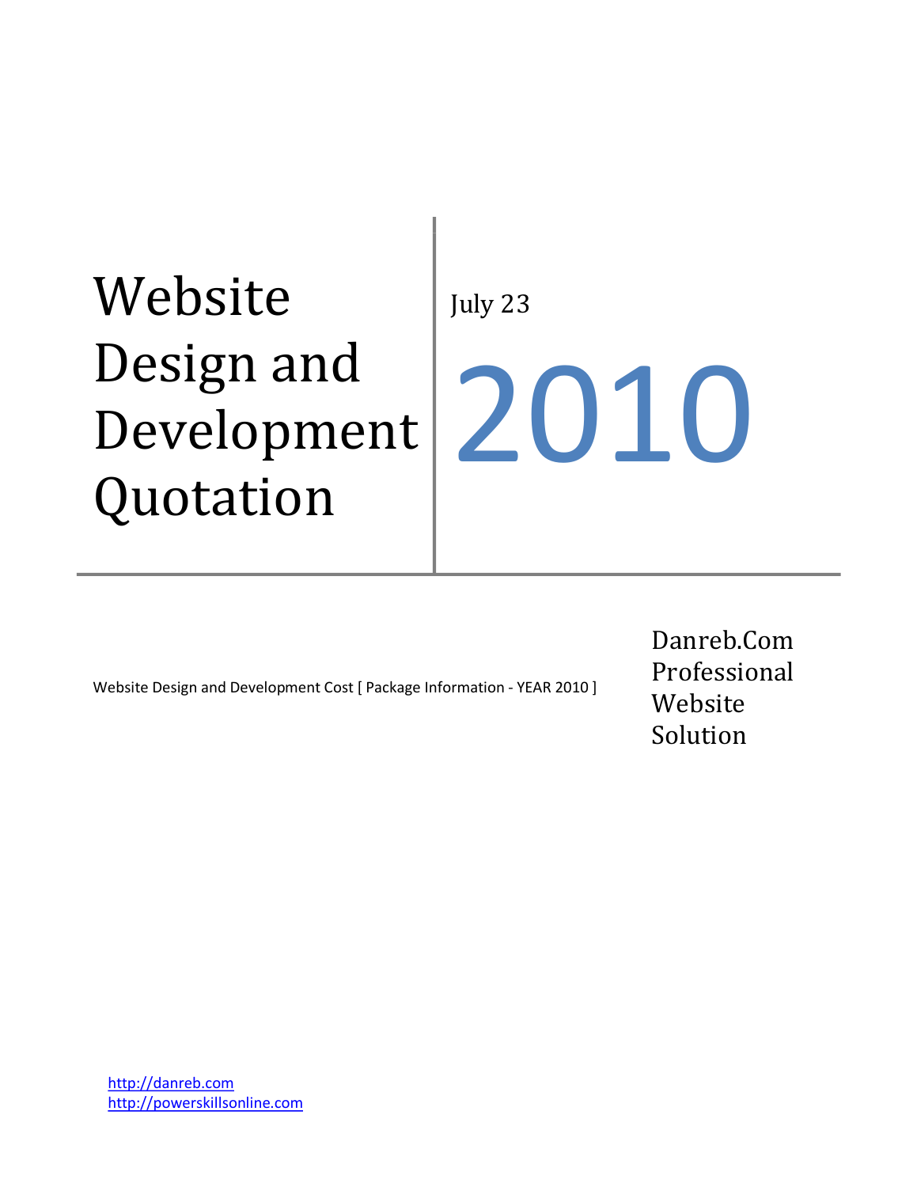# Website Design and Development Quotation

July 23

2010

Website Design and Development Cost [ Package Information - YEAR 2010 ]

Danreb.Com Professional Website Solution

http://danreb.com
http://powerskillsonline.com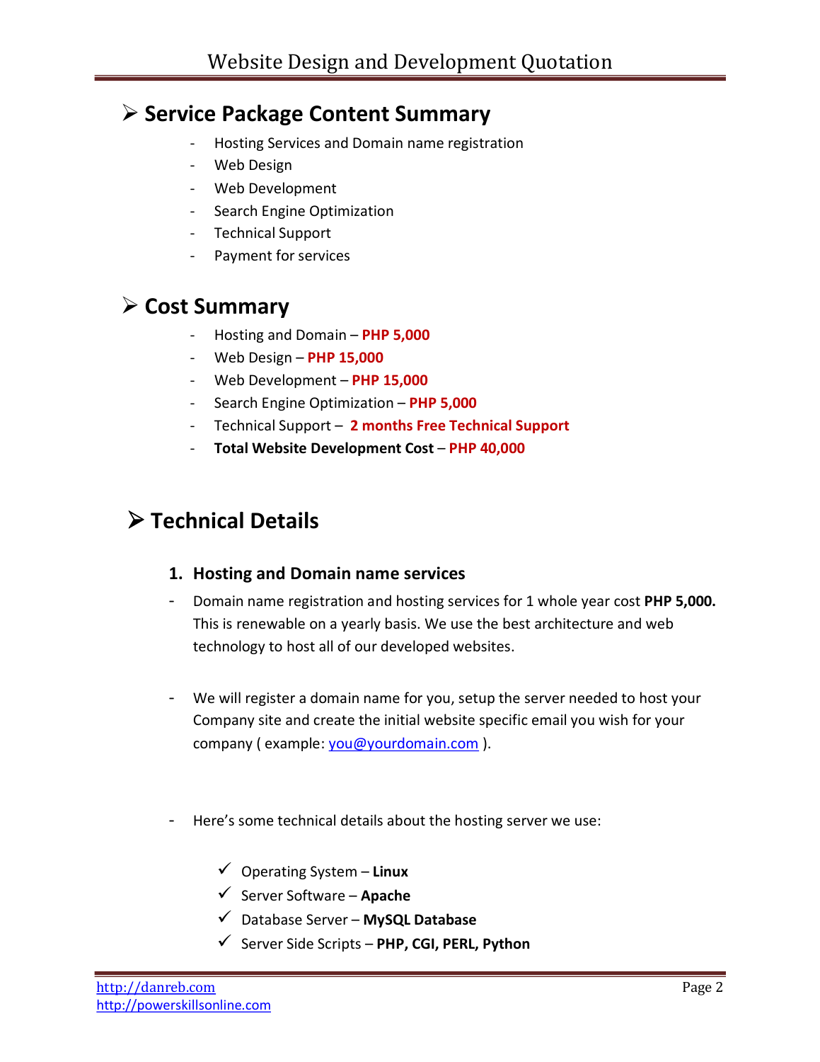## Service Package Content Summary

- Hosting Services and Domain name registration
- Web Design
- Web Development
- Search Engine Optimization
- Technical Support
- Payment for services

## Cost Summary

- Hosting and Domain – **PHP 5,000**
- Web Design – **PHP 15,000**
- Web Development – **PHP 15,000**
- Search Engine Optimization – **PHP 5,000**
- Technical Support – **2 months Free Technical Support**
- **Total Website Development Cost** – **PHP 40,000**

## Technical Details

### 1. Hosting and Domain name services

- Domain name registration and hosting services for 1 whole year cost **PHP 5,000.** This is renewable on a yearly basis. We use the best architecture and web technology to host all of our developed websites.

- We will register a domain name for you, setup the server needed to host your Company site and create the initial website specific email you wish for your company ( example: you@yourdomain.com ).

- Here's some technical details about the hosting server we use:

  - ✓ Operating System – **Linux**
  - ✓ Server Software – **Apache**
  - ✓ Database Server – **MySQL Database**
  - ✓ Server Side Scripts – **PHP, CGI, PERL, Python**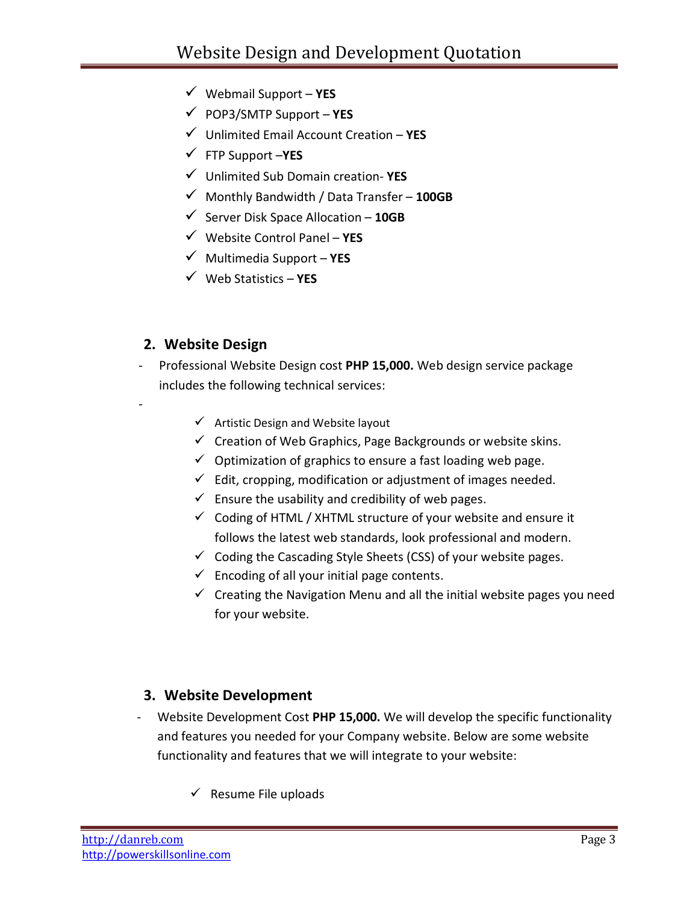- ✓ Webmail Support – **YES**
- ✓ POP3/SMTP Support – **YES**
- ✓ Unlimited Email Account Creation – **YES**
- ✓ FTP Support –**YES**
- ✓ Unlimited Sub Domain creation- **YES**
- ✓ Monthly Bandwidth / Data Transfer – **100GB**
- ✓ Server Disk Space Allocation – **10GB**
- ✓ Website Control Panel – **YES**
- ✓ Multimedia Support – **YES**
- ✓ Web Statistics – **YES**

## 2. Website Design

- Professional Website Design cost **PHP 15,000.** Web design service package includes the following technical services:
-
    - ✓ Artistic Design and Website layout
    - ✓ Creation of Web Graphics, Page Backgrounds or website skins.
    - ✓ Optimization of graphics to ensure a fast loading web page.
    - ✓ Edit, cropping, modification or adjustment of images needed.
    - ✓ Ensure the usability and credibility of web pages.
    - ✓ Coding of HTML / XHTML structure of your website and ensure it follows the latest web standards, look professional and modern.
    - ✓ Coding the Cascading Style Sheets (CSS) of your website pages.
    - ✓ Encoding of all your initial page contents.
    - ✓ Creating the Navigation Menu and all the initial website pages you need for your website.

## 3. Website Development

- Website Development Cost **PHP 15,000.** We will develop the specific functionality and features you needed for your Company website. Below are some website functionality and features that we will integrate to your website:
    - ✓ Resume File uploads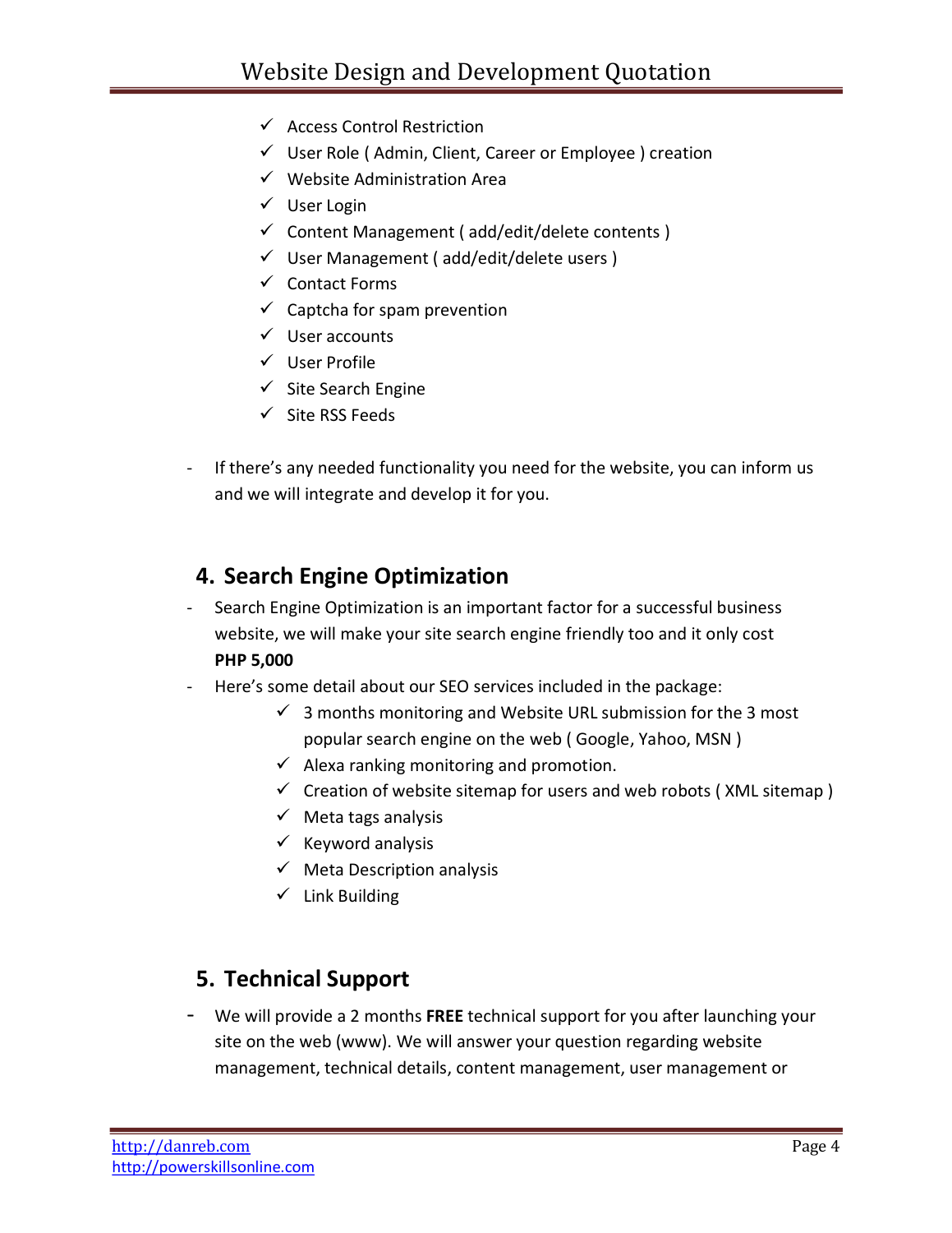- ✓ Access Control Restriction
- ✓ User Role ( Admin, Client, Career or Employee ) creation
- ✓ Website Administration Area
- ✓ User Login
- ✓ Content Management ( add/edit/delete contents )
- ✓ User Management ( add/edit/delete users )
- ✓ Contact Forms
- ✓ Captcha for spam prevention
- ✓ User accounts
- ✓ User Profile
- ✓ Site Search Engine
- ✓ Site RSS Feeds

- If there's any needed functionality you need for the website, you can inform us and we will integrate and develop it for you.

## 4. Search Engine Optimization

- Search Engine Optimization is an important factor for a successful business website, we will make your site search engine friendly too and it only cost **PHP 5,000**
- Here's some detail about our SEO services included in the package:
    - ✓ 3 months monitoring and Website URL submission for the 3 most popular search engine on the web ( Google, Yahoo, MSN )
    - ✓ Alexa ranking monitoring and promotion.
    - ✓ Creation of website sitemap for users and web robots ( XML sitemap )
    - ✓ Meta tags analysis
    - ✓ Keyword analysis
    - ✓ Meta Description analysis
    - ✓ Link Building

## 5. Technical Support

- We will provide a 2 months **FREE** technical support for you after launching your site on the web (www). We will answer your question regarding website management, technical details, content management, user management or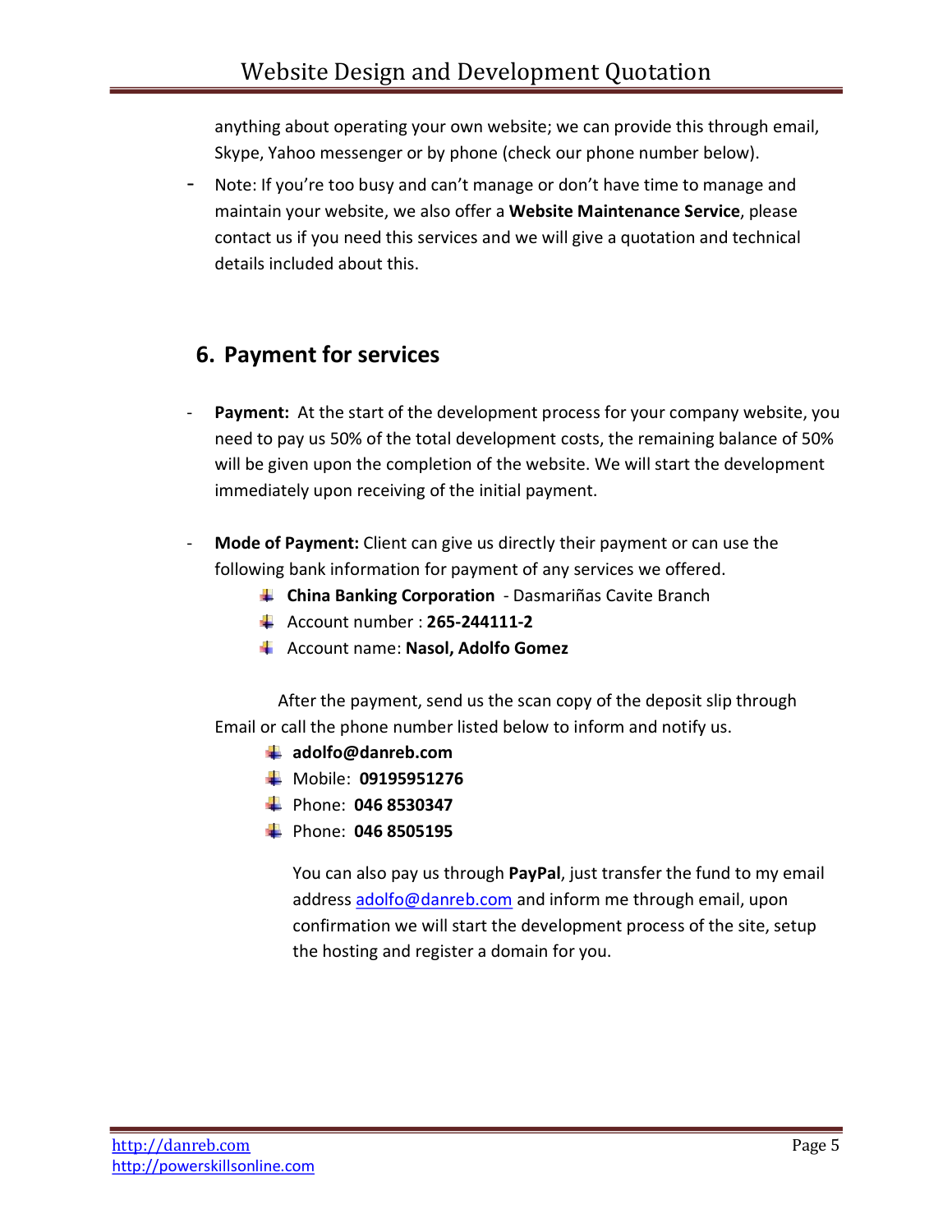anything about operating your own website; we can provide this through email, Skype, Yahoo messenger or by phone (check our phone number below).

- Note: If you're too busy and can't manage or don't have time to manage and maintain your website, we also offer a **Website Maintenance Service**, please contact us if you need this services and we will give a quotation and technical details included about this.

## 6. Payment for services

- **Payment:** At the start of the development process for your company website, you need to pay us 50% of the total development costs, the remaining balance of 50% will be given upon the completion of the website. We will start the development immediately upon receiving of the initial payment.

- **Mode of Payment:** Client can give us directly their payment or can use the following bank information for payment of any services we offered.
  - **China Banking Corporation** - Dasmariñas Cavite Branch
  - Account number : **265-244111-2**
  - Account name: **Nasol, Adolfo Gomez**

  After the payment, send us the scan copy of the deposit slip through Email or call the phone number listed below to inform and notify us.

  - **adolfo@danreb.com**
  - Mobile: **09195951276**
  - Phone: **046 8530347**
  - Phone: **046 8505195**

  You can also pay us through **PayPal**, just transfer the fund to my email address adolfo@danreb.com and inform me through email, upon confirmation we will start the development process of the site, setup the hosting and register a domain for you.